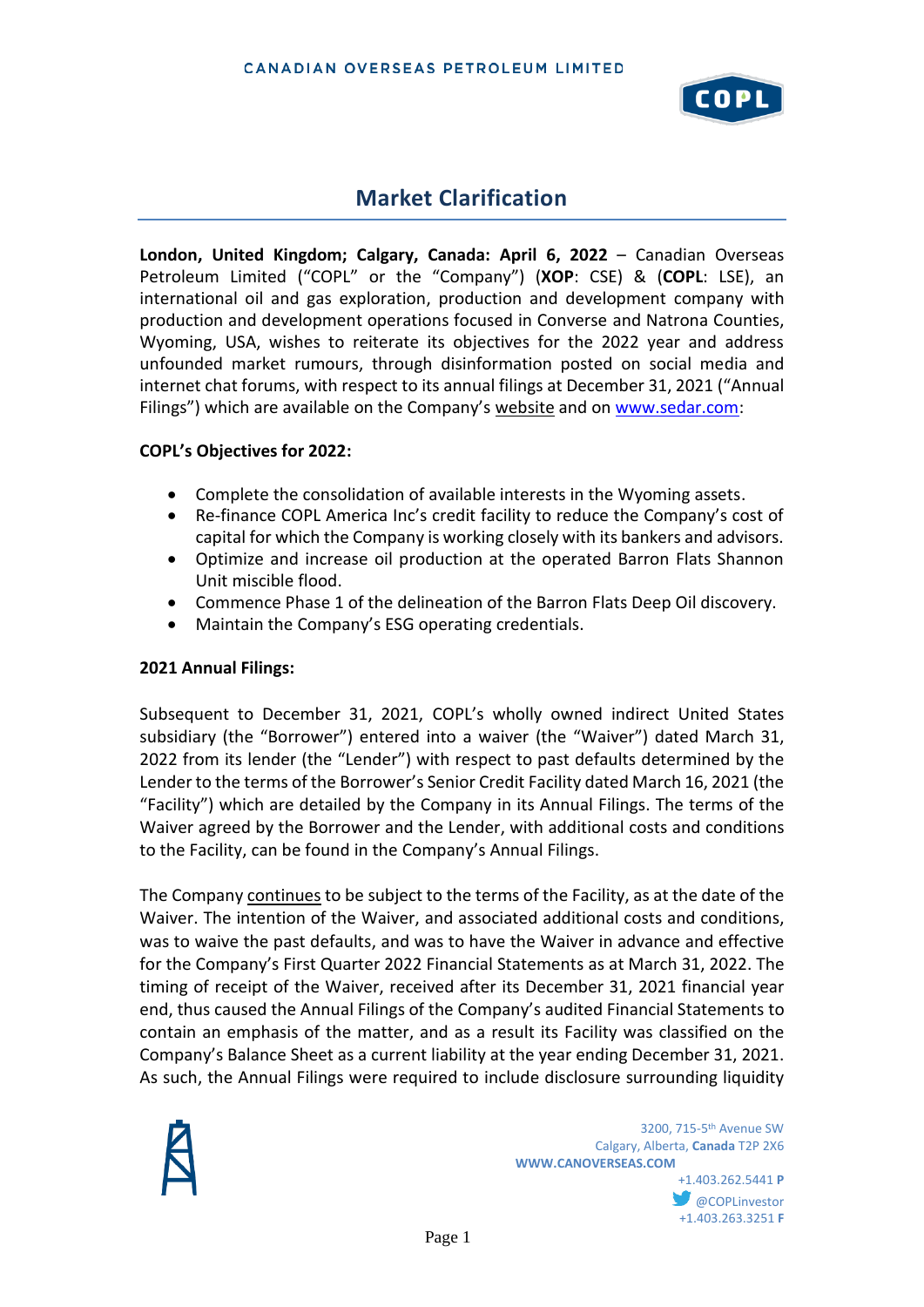# Market Clarification

**London, United Kingdom; Calgary, Canada: April 6, 2022** – Canadian Overseas Petroleum Limited ("COPL" or the "Company") (**XOP**: CSE) & (**COPL**: LSE), an international oil and gas exploration, production and development company with production and development operations focused in Converse and Natrona Counties, Wyoming, USA, wishes to reiterate its objectives for the 2022 year and address unfounded market rumours, through disinformation posted on social media and internet chat forums, with respect to its annual filings at December 31, 2021 ("Annual Filings") which are available on the Company's website and on www.sedar.com:

**COPL's Objectives for 2022:**

- Complete the consolidation of available interests in the Wyoming assets.
- Re-finance COPL America Inc's credit facility to reduce the Company's cost of capital for which the Company is working closely with its bankers and advisors.
- Optimize and increase oil production at the operated Barron Flats Shannon Unit miscible flood.
- Commence Phase 1 of the delineation of the Barron Flats Deep Oil discovery.
- Maintain the Company's ESG operating credentials.

**2021 Annual Filings:**

Subsequent to December 31, 2021, COPL's wholly owned indirect United States subsidiary (the "Borrower") entered into a waiver (the "Waiver") dated March 31, 2022 from its lender (the "Lender") with respect to past defaults determined by the Lender to the terms of the Borrower's Senior Credit Facility dated March 16, 2021 (the "Facility") which are detailed by the Company in its Annual Filings. The terms of the Waiver agreed by the Borrower and the Lender, with additional costs and conditions to the Facility, can be found in the Company's Annual Filings.

The Company continues to be subject to the terms of the Facility, as at the date of the Waiver. The intention of the Waiver, and associated additional costs and conditions, was to waive the past defaults, and was to have the Waiver in advance and effective for the Company's First Quarter 2022 Financial Statements as at March 31, 2022. The timing of receipt of the Waiver, received after its December 31, 2021 financial year end, thus caused the Annual Filings of the Company's audited Financial Statements to contain an emphasis of the matter, and as a result its Facility was classified on the Company's Balance Sheet as a current liability at the year ending December 31, 2021. As such, the Annual Filings were required to include disclosure surrounding liquidity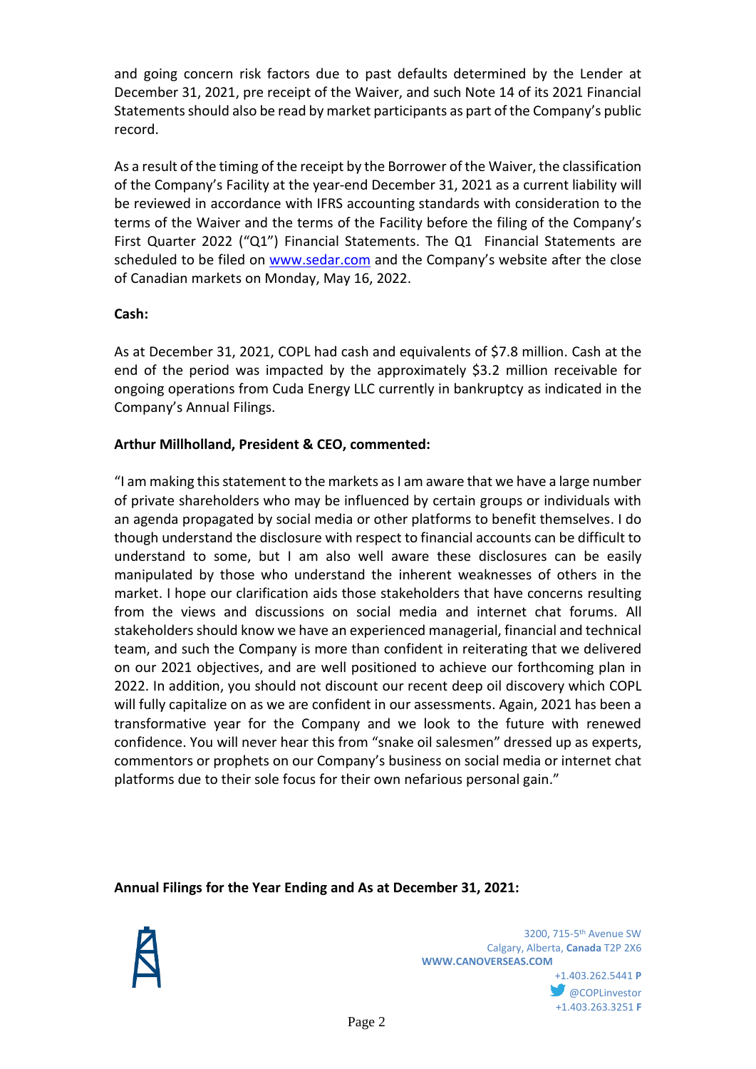and going concern risk factors due to past defaults determined by the Lender at December 31, 2021, pre receipt of the Waiver, and such Note 14 of its 2021 Financial Statements should also be read by market participants as part of the Company's public record.

As a result of the timing of the receipt by the Borrower of the Waiver, the classification of the Company's Facility at the year-end December 31, 2021 as a current liability will be reviewed in accordance with IFRS accounting standards with consideration to the terms of the Waiver and the terms of the Facility before the filing of the Company's First Quarter 2022 ("Q1") Financial Statements. The Q1 Financial Statements are scheduled to be filed on www.sedar.com and the Company's website after the close of Canadian markets on Monday, May 16, 2022.

**Cash:**

As at December 31, 2021, COPL had cash and equivalents of $7.8 million. Cash at the end of the period was impacted by the approximately $3.2 million receivable for ongoing operations from Cuda Energy LLC currently in bankruptcy as indicated in the Company's Annual Filings.

**Arthur Millholland, President & CEO, commented:**

"I am making this statement to the markets as I am aware that we have a large number of private shareholders who may be influenced by certain groups or individuals with an agenda propagated by social media or other platforms to benefit themselves. I do though understand the disclosure with respect to financial accounts can be difficult to understand to some, but I am also well aware these disclosures can be easily manipulated by those who understand the inherent weaknesses of others in the market. I hope our clarification aids those stakeholders that have concerns resulting from the views and discussions on social media and internet chat forums. All stakeholders should know we have an experienced managerial, financial and technical team, and such the Company is more than confident in reiterating that we delivered on our 2021 objectives, and are well positioned to achieve our forthcoming plan in 2022. In addition, you should not discount our recent deep oil discovery which COPL will fully capitalize on as we are confident in our assessments. Again, 2021 has been a transformative year for the Company and we look to the future with renewed confidence. You will never hear this from "snake oil salesmen" dressed up as experts, commentors or prophets on our Company's business on social media or internet chat platforms due to their sole focus for their own nefarious personal gain."

**Annual Filings for the Year Ending and As at December 31, 2021:**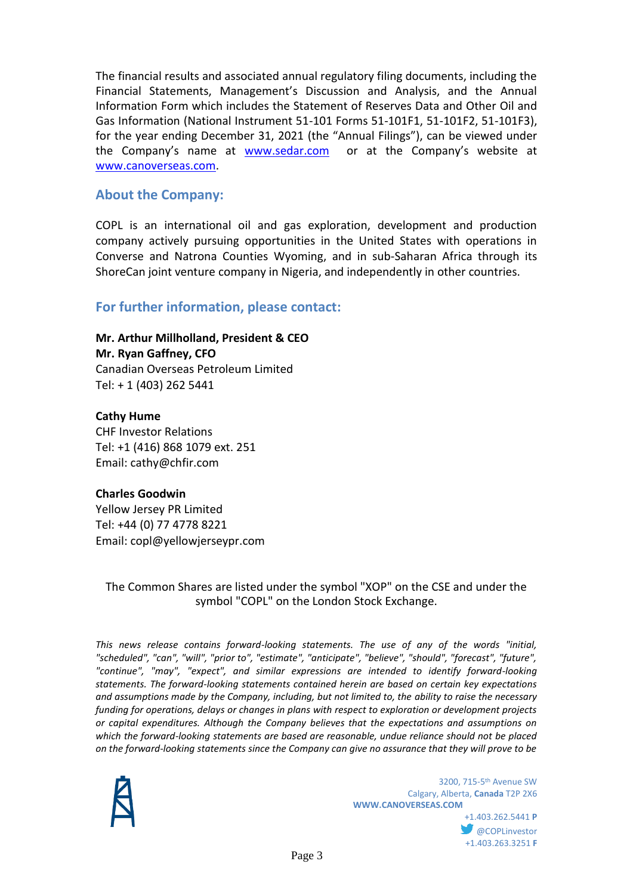The financial results and associated annual regulatory filing documents, including the Financial Statements, Management's Discussion and Analysis, and the Annual Information Form which includes the Statement of Reserves Data and Other Oil and Gas Information (National Instrument 51-101 Forms 51-101F1, 51-101F2, 51-101F3), for the year ending December 31, 2021 (the "Annual Filings"), can be viewed under the Company's name at [www.sedar.com](http://www.sedar.com) or at the Company's website at [www.canoverseas.com](http://www.canoverseas.com).

## About the Company:

COPL is an international oil and gas exploration, development and production company actively pursuing opportunities in the United States with operations in Converse and Natrona Counties Wyoming, and in sub-Saharan Africa through its ShoreCan joint venture company in Nigeria, and independently in other countries.

## For further information, please contact:

**Mr. Arthur Millholland, President & CEO**
**Mr. Ryan Gaffney, CFO**
Canadian Overseas Petroleum Limited
Tel: + 1 (403) 262 5441

**Cathy Hume**
CHF Investor Relations
Tel: +1 (416) 868 1079 ext. 251
Email: cathy@chfir.com

**Charles Goodwin**
Yellow Jersey PR Limited
Tel: +44 (0) 77 4778 8221
Email: copl@yellowjerseypr.com

The Common Shares are listed under the symbol "XOP" on the CSE and under the symbol "COPL" on the London Stock Exchange.

*This news release contains forward-looking statements. The use of any of the words "initial, "scheduled", "can", "will", "prior to", "estimate", "anticipate", "believe", "should", "forecast", "future", "continue", "may", "expect", and similar expressions are intended to identify forward-looking statements. The forward-looking statements contained herein are based on certain key expectations and assumptions made by the Company, including, but not limited to, the ability to raise the necessary funding for operations, delays or changes in plans with respect to exploration or development projects or capital expenditures. Although the Company believes that the expectations and assumptions on which the forward-looking statements are based are reasonable, undue reliance should not be placed on the forward-looking statements since the Company can give no assurance that they will prove to be*

3200, 715-5th Avenue SW
Calgary, Alberta, **Canada** T2P 2X6
**WWW.CANOVERSEAS.COM**
+1.403.262.5441 **P**
@COPLinvestor
+1.403.263.3251 **F**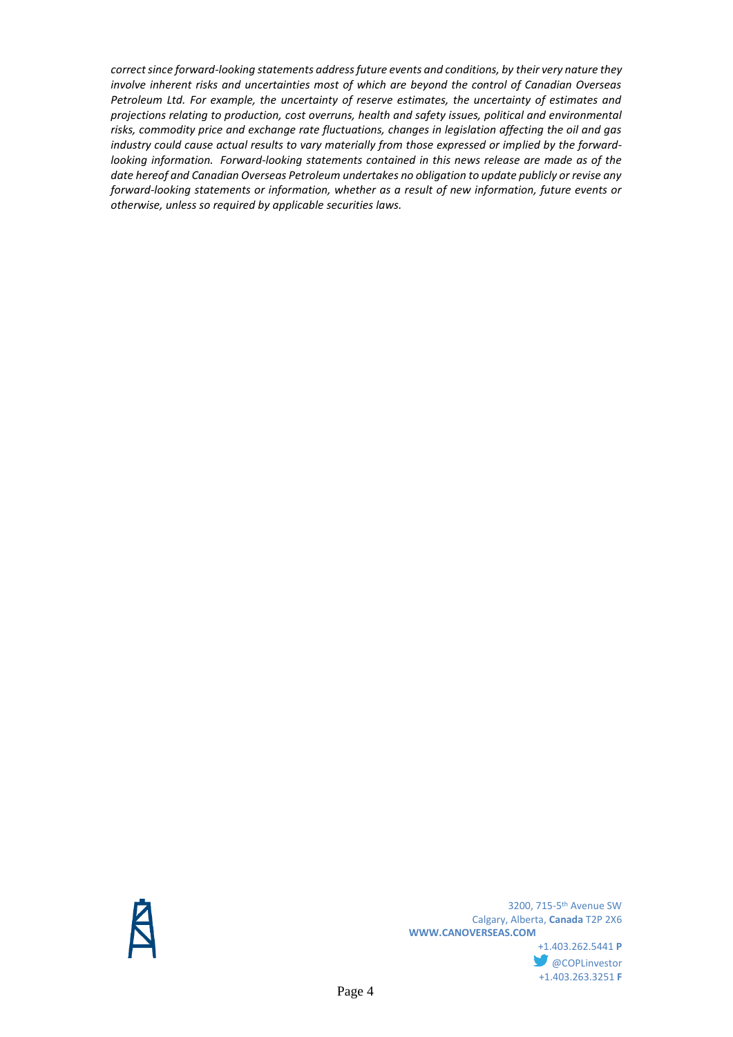*correct since forward-looking statements address future events and conditions, by their very nature they involve inherent risks and uncertainties most of which are beyond the control of Canadian Overseas Petroleum Ltd. For example, the uncertainty of reserve estimates, the uncertainty of estimates and projections relating to production, cost overruns, health and safety issues, political and environmental risks, commodity price and exchange rate fluctuations, changes in legislation affecting the oil and gas industry could cause actual results to vary materially from those expressed or implied by the forward-looking information. Forward-looking statements contained in this news release are made as of the date hereof and Canadian Overseas Petroleum undertakes no obligation to update publicly or revise any forward-looking statements or information, whether as a result of new information, future events or otherwise, unless so required by applicable securities laws.*